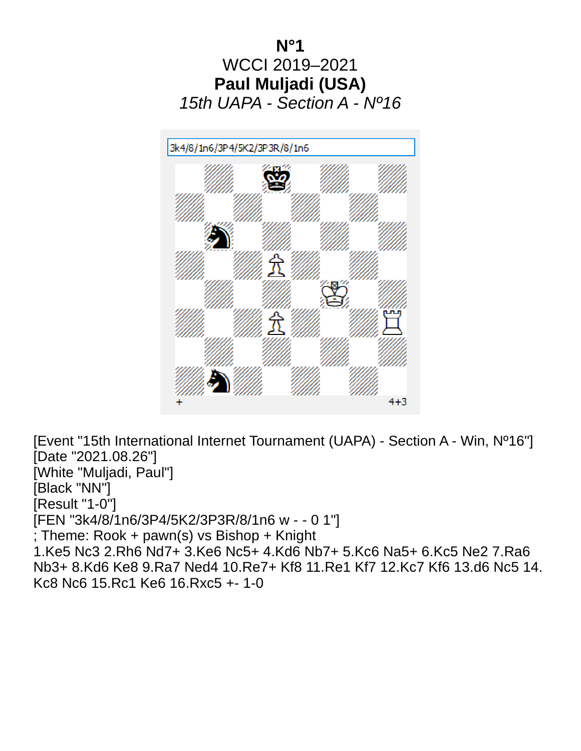# N°1

WCCI 2019–2021

**Paul Muljadi (USA)**

*15th UAPA - Section A - Nº16*

3k4/8/1n6/3P4/5K2/3P3R/8/1n6

+ 4+3

[Event "15th International Internet Tournament (UAPA) - Section A - Win, Nº16"]
[Date "2021.08.26"]
[White "Muljadi, Paul"]
[Black "NN"]
[Result "1-0"]
[FEN "3k4/8/1n6/3P4/5K2/3P3R/8/1n6 w - - 0 1"]
; Theme: Rook + pawn(s) vs Bishop + Knight
1.Ke5 Nc3 2.Rh6 Nd7+ 3.Ke6 Nc5+ 4.Kd6 Nb7+ 5.Kc6 Na5+ 6.Kc5 Ne2 7.Ra6 Nb3+ 8.Kd6 Ke8 9.Ra7 Ned4 10.Re7+ Kf8 11.Re1 Kf7 12.Kc7 Kf6 13.d6 Nc5 14. Kc8 Nc6 15.Rc1 Ke6 16.Rxc5 +- 1-0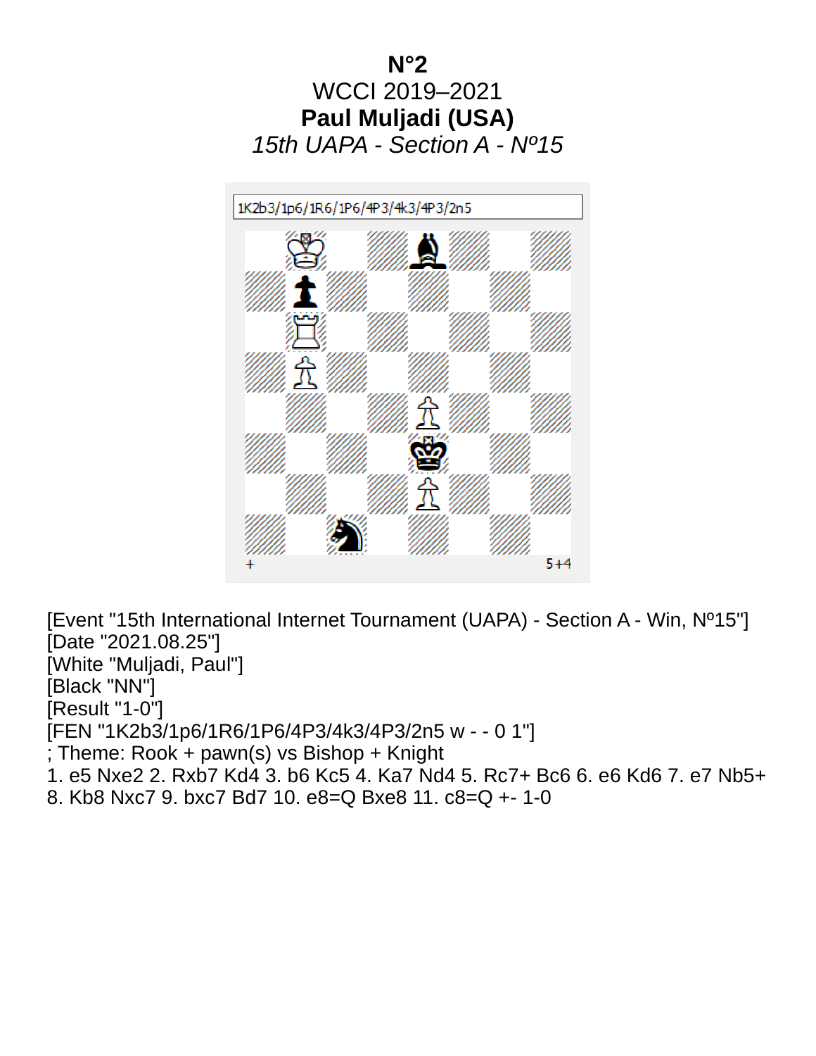**N°2**

WCCI 2019–2021

**Paul Muljadi (USA)**

*15th UAPA - Section A - Nº15*

1K2b3/1p6/1R6/1P6/4P3/4k3/4P3/2n5

+ 5+4

[Event "15th International Internet Tournament (UAPA) - Section A - Win, Nº15"]
[Date "2021.08.25"]
[White "Muljadi, Paul"]
[Black "NN"]
[Result "1-0"]
[FEN "1K2b3/1p6/1R6/1P6/4P3/4k3/4P3/2n5 w - - 0 1"]
; Theme: Rook + pawn(s) vs Bishop + Knight
1. e5 Nxe2 2. Rxb7 Kd4 3. b6 Kc5 4. Ka7 Nd4 5. Rc7+ Bc6 6. e6 Kd6 7. e7 Nb5+ 8. Kb8 Nxc7 9. bxc7 Bd7 10. e8=Q Bxe8 11. c8=Q +- 1-0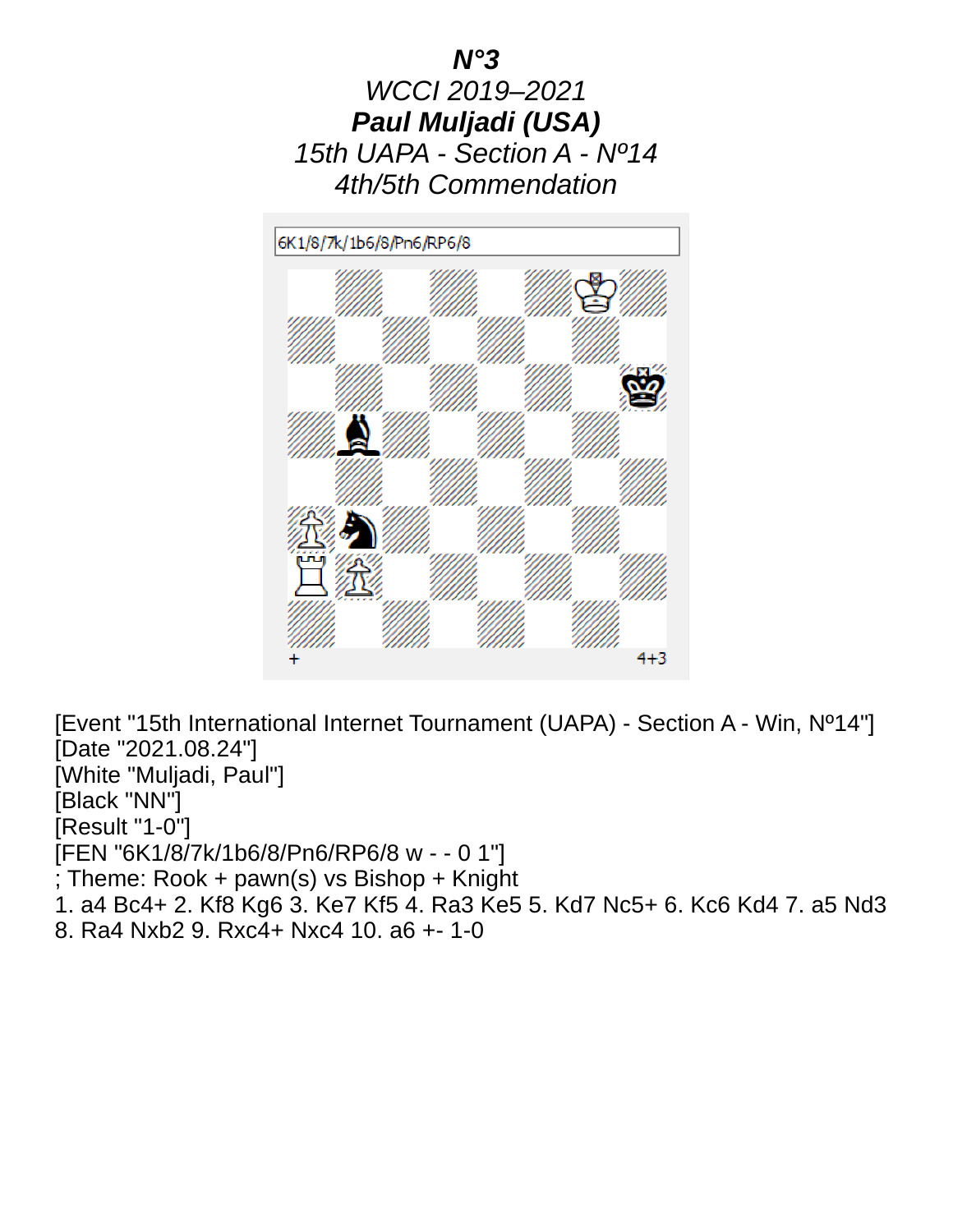***N°3***

*WCCI 2019–2021*

***Paul Muljadi (USA)***

*15th UAPA - Section A - Nº14*

*4th/5th Commendation*

6K1/8/7k/1b6/8/Pn6/RP6/8

\+ 4+3

[Event "15th International Internet Tournament (UAPA) - Section A - Win, Nº14"]
[Date "2021.08.24"]
[White "Muljadi, Paul"]
[Black "NN"]
[Result "1-0"]
[FEN "6K1/8/7k/1b6/8/Pn6/RP6/8 w - - 0 1"]
; Theme: Rook + pawn(s) vs Bishop + Knight
1. a4 Bc4+ 2. Kf8 Kg6 3. Ke7 Kf5 4. Ra3 Ke5 5. Kd7 Nc5+ 6. Kc6 Kd4 7. a5 Nd3
8. Ra4 Nxb2 9. Rxc4+ Nxc4 10. a6 +- 1-0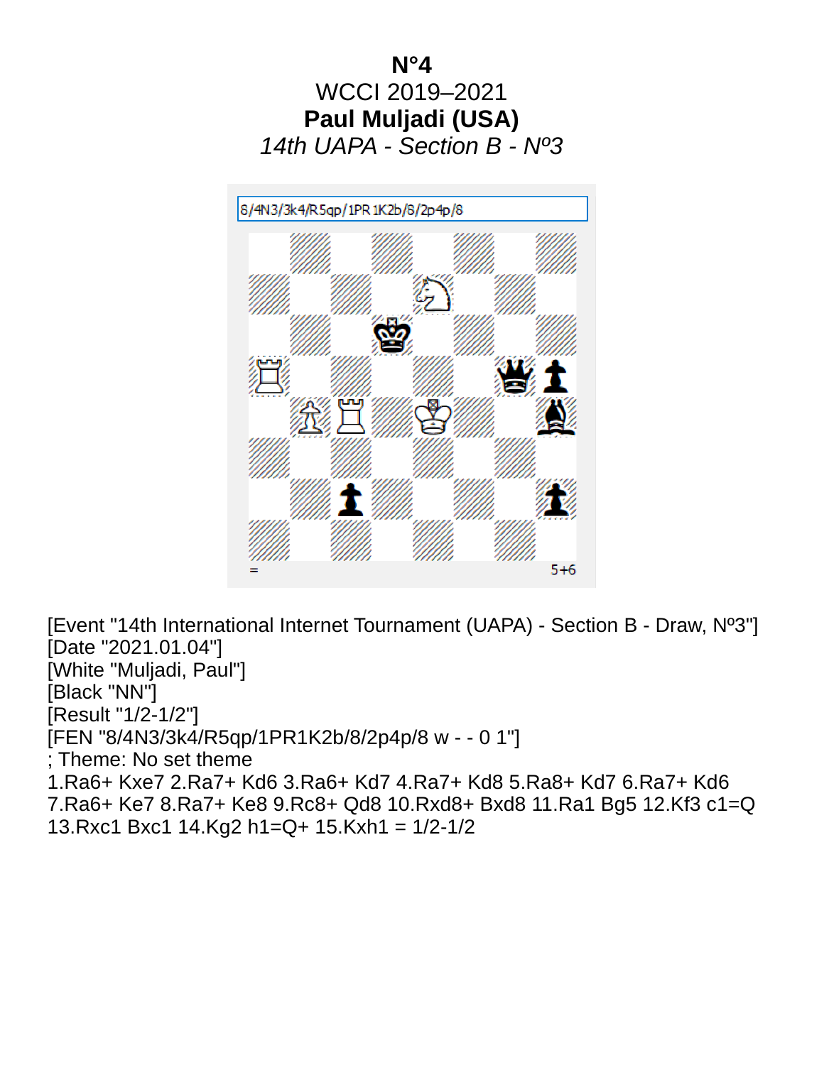**N°4**

WCCI 2019–2021

**Paul Muljadi (USA)**

*14th UAPA - Section B - Nº3*

8/4N3/3k4/R5qp/1PR1K2b/8/2p4p/8

= 5+6

[Event "14th International Internet Tournament (UAPA) - Section B - Draw, Nº3"]
[Date "2021.01.04"]
[White "Muljadi, Paul"]
[Black "NN"]
[Result "1/2-1/2"]
[FEN "8/4N3/3k4/R5qp/1PR1K2b/8/2p4p/8 w - - 0 1"]
; Theme: No set theme
1.Ra6+ Kxe7 2.Ra7+ Kd6 3.Ra6+ Kd7 4.Ra7+ Kd8 5.Ra8+ Kd7 6.Ra7+ Kd6 7.Ra6+ Ke7 8.Ra7+ Ke8 9.Rc8+ Qd8 10.Rxd8+ Bxd8 11.Ra1 Bg5 12.Kf3 c1=Q 13.Rxc1 Bxc1 14.Kg2 h1=Q+ 15.Kxh1 = 1/2-1/2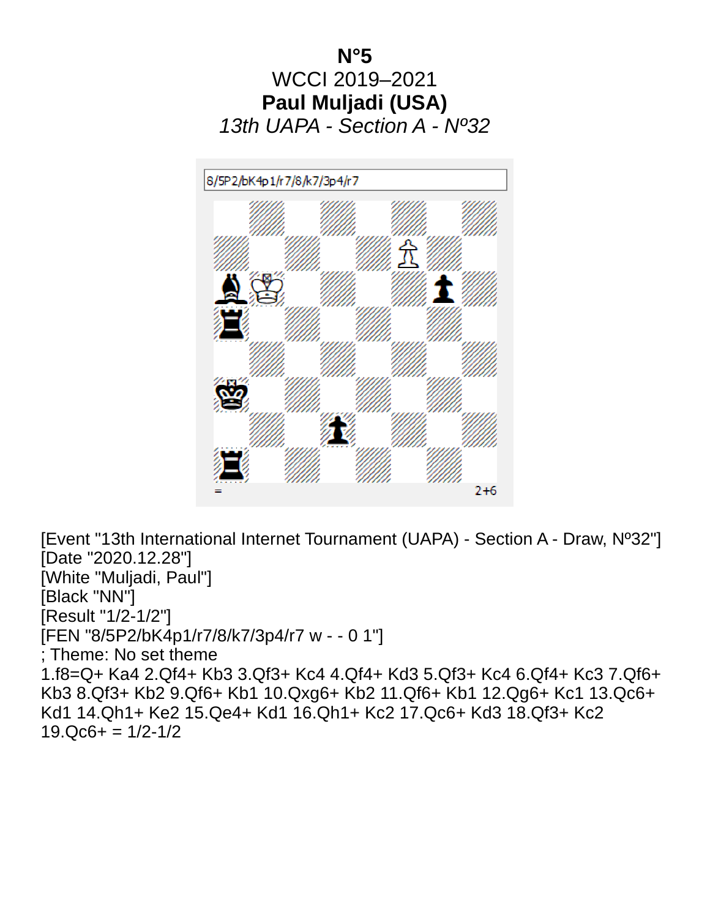**N°5**

WCCI 2019–2021

**Paul Muljadi (USA)**

*13th UAPA - Section A - Nº32*

8/5P2/bK4p1/r7/8/k7/3p4/r7

= 2+6

[Event "13th International Internet Tournament (UAPA) - Section A - Draw, Nº32"]
[Date "2020.12.28"]
[White "Muljadi, Paul"]
[Black "NN"]
[Result "1/2-1/2"]
[FEN "8/5P2/bK4p1/r7/8/k7/3p4/r7 w - - 0 1"]
; Theme: No set theme
1.f8=Q+ Ka4 2.Qf4+ Kb3 3.Qf3+ Kc4 4.Qf4+ Kd3 5.Qf3+ Kc4 6.Qf4+ Kc3 7.Qf6+ Kb3 8.Qf3+ Kb2 9.Qf6+ Kb1 10.Qxg6+ Kb2 11.Qf6+ Kb1 12.Qg6+ Kc1 13.Qc6+ Kd1 14.Qh1+ Ke2 15.Qe4+ Kd1 16.Qh1+ Kc2 17.Qc6+ Kd3 18.Qf3+ Kc2 19.Qc6+ = 1/2-1/2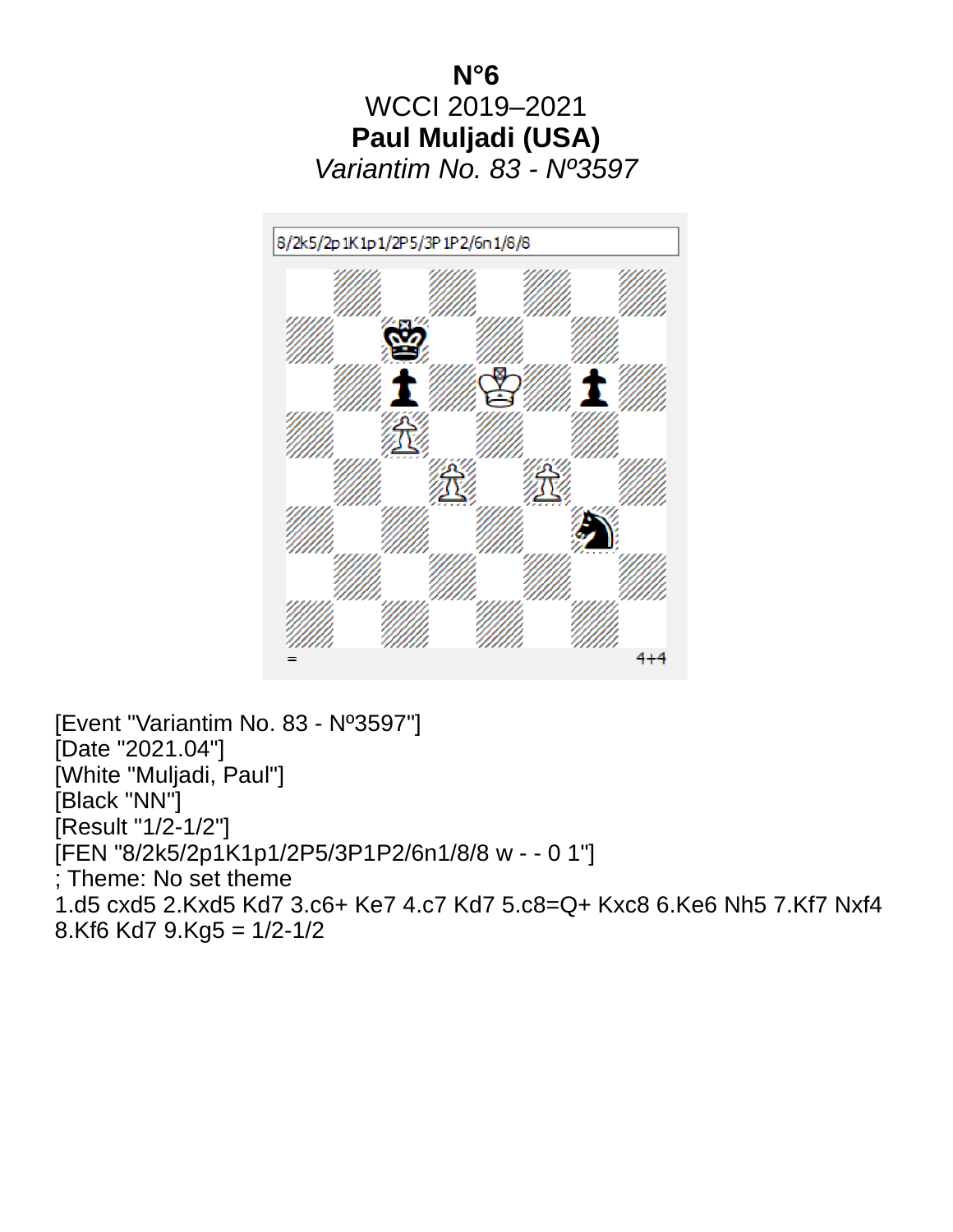# N°6

WCCI 2019–2021

**Paul Muljadi (USA)**

*Variantim No. 83 - Nº3597*

8/2k5/2p1K1p1/2P5/3P1P2/6n1/8/8

=

4+4

[Event "Variantim No. 83 - Nº3597"]
[Date "2021.04"]
[White "Muljadi, Paul"]
[Black "NN"]
[Result "1/2-1/2"]
[FEN "8/2k5/2p1K1p1/2P5/3P1P2/6n1/8/8 w - - 0 1"]
; Theme: No set theme
1.d5 cxd5 2.Kxd5 Kd7 3.c6+ Ke7 4.c7 Kd7 5.c8=Q+ Kxc8 6.Ke6 Nh5 7.Kf7 Nxf4 8.Kf6 Kd7 9.Kg5 = 1/2-1/2